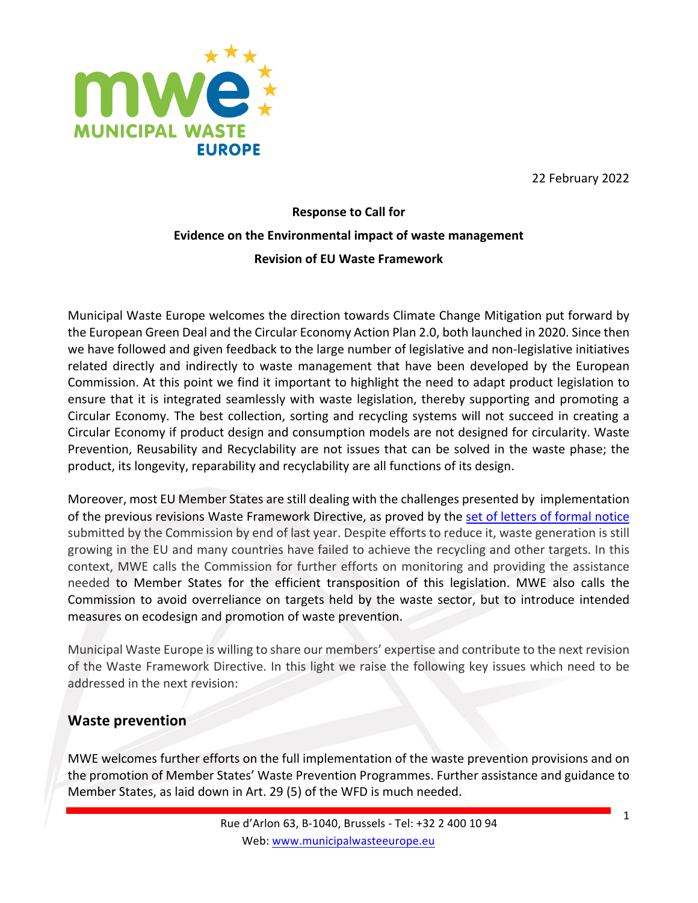22 February 2022

**Response to Call for**

**Evidence on the Environmental impact of waste management**

**Revision of EU Waste Framework**

Municipal Waste Europe welcomes the direction towards Climate Change Mitigation put forward by the European Green Deal and the Circular Economy Action Plan 2.0, both launched in 2020. Since then we have followed and given feedback to the large number of legislative and non-legislative initiatives related directly and indirectly to waste management that have been developed by the European Commission. At this point we find it important to highlight the need to adapt product legislation to ensure that it is integrated seamlessly with waste legislation, thereby supporting and promoting a Circular Economy. The best collection, sorting and recycling systems will not succeed in creating a Circular Economy if product design and consumption models are not designed for circularity. Waste Prevention, Reusability and Recyclability are not issues that can be solved in the waste phase; the product, its longevity, reparability and recyclability are all functions of its design.

Moreover, most EU Member States are still dealing with the challenges presented by implementation of the previous revisions Waste Framework Directive, as proved by the [set of letters of formal notice] submitted by the Commission by end of last year. Despite efforts to reduce it, waste generation is still growing in the EU and many countries have failed to achieve the recycling and other targets. In this context, MWE calls the Commission for further efforts on monitoring and providing the assistance needed to Member States for the efficient transposition of this legislation. MWE also calls the Commission to avoid overreliance on targets held by the waste sector, but to introduce intended measures on ecodesign and promotion of waste prevention.

Municipal Waste Europe is willing to share our members' expertise and contribute to the next revision of the Waste Framework Directive. In this light we raise the following key issues which need to be addressed in the next revision:

## Waste prevention

MWE welcomes further efforts on the full implementation of the waste prevention provisions and on the promotion of Member States' Waste Prevention Programmes. Further assistance and guidance to Member States, as laid down in Art. 29 (5) of the WFD is much needed.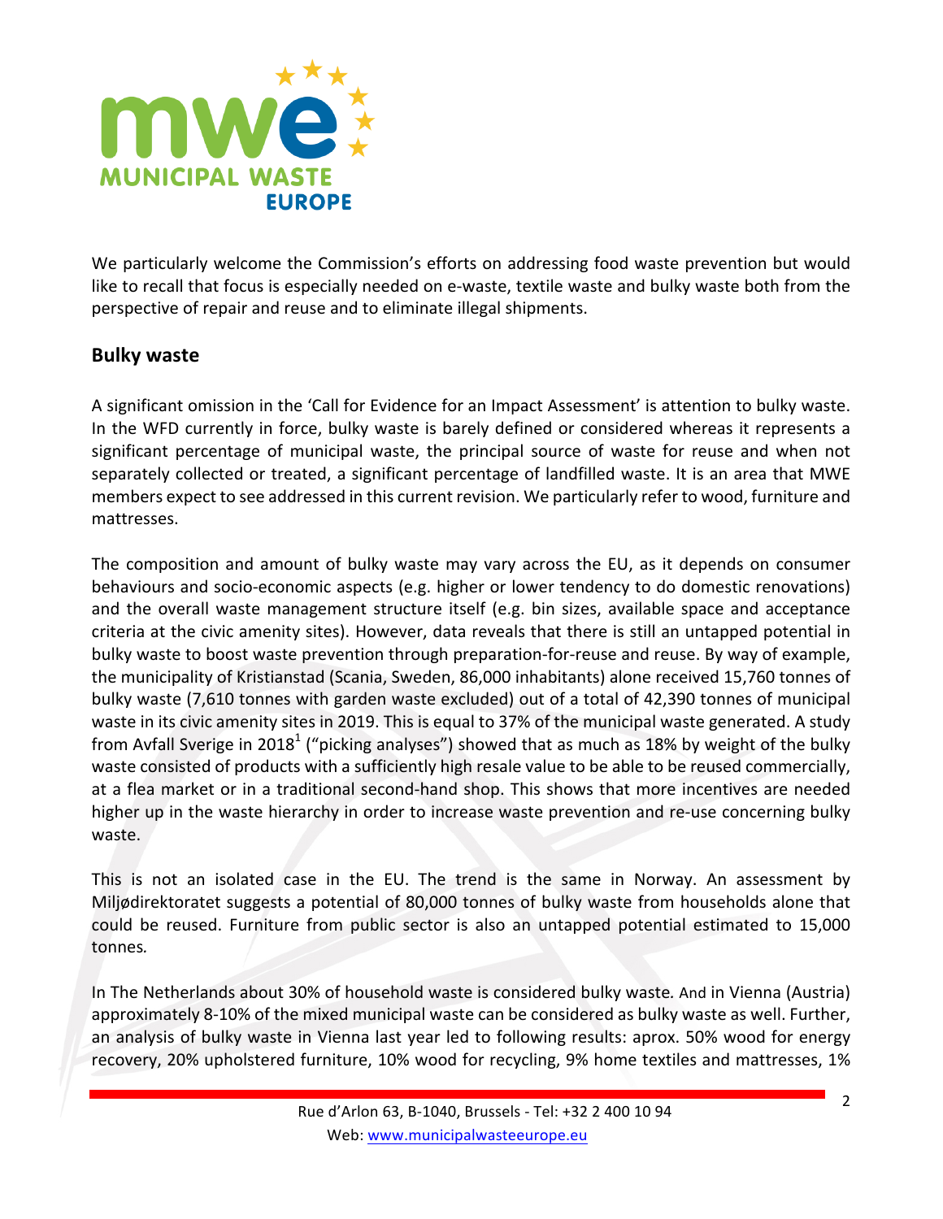We particularly welcome the Commission's efforts on addressing food waste prevention but would like to recall that focus is especially needed on e-waste, textile waste and bulky waste both from the perspective of repair and reuse and to eliminate illegal shipments.

## Bulky waste

A significant omission in the 'Call for Evidence for an Impact Assessment' is attention to bulky waste. In the WFD currently in force, bulky waste is barely defined or considered whereas it represents a significant percentage of municipal waste, the principal source of waste for reuse and when not separately collected or treated, a significant percentage of landfilled waste. It is an area that MWE members expect to see addressed in this current revision. We particularly refer to wood, furniture and mattresses.

The composition and amount of bulky waste may vary across the EU, as it depends on consumer behaviours and socio-economic aspects (e.g. higher or lower tendency to do domestic renovations) and the overall waste management structure itself (e.g. bin sizes, available space and acceptance criteria at the civic amenity sites). However, data reveals that there is still an untapped potential in bulky waste to boost waste prevention through preparation-for-reuse and reuse. By way of example, the municipality of Kristianstad (Scania, Sweden, 86,000 inhabitants) alone received 15,760 tonnes of bulky waste (7,610 tonnes with garden waste excluded) out of a total of 42,390 tonnes of municipal waste in its civic amenity sites in 2019. This is equal to 37% of the municipal waste generated. A study from Avfall Sverige in 2018[1] ("picking analyses") showed that as much as 18% by weight of the bulky waste consisted of products with a sufficiently high resale value to be able to be reused commercially, at a flea market or in a traditional second-hand shop. This shows that more incentives are needed higher up in the waste hierarchy in order to increase waste prevention and re-use concerning bulky waste.

This is not an isolated case in the EU. The trend is the same in Norway. An assessment by Miljødirektoratet suggests a potential of 80,000 tonnes of bulky waste from households alone that could be reused. Furniture from public sector is also an untapped potential estimated to 15,000 tonnes.

In The Netherlands about 30% of household waste is considered bulky waste. And in Vienna (Austria) approximately 8-10% of the mixed municipal waste can be considered as bulky waste as well. Further, an analysis of bulky waste in Vienna last year led to following results: aprox. 50% wood for energy recovery, 20% upholstered furniture, 10% wood for recycling, 9% home textiles and mattresses, 1%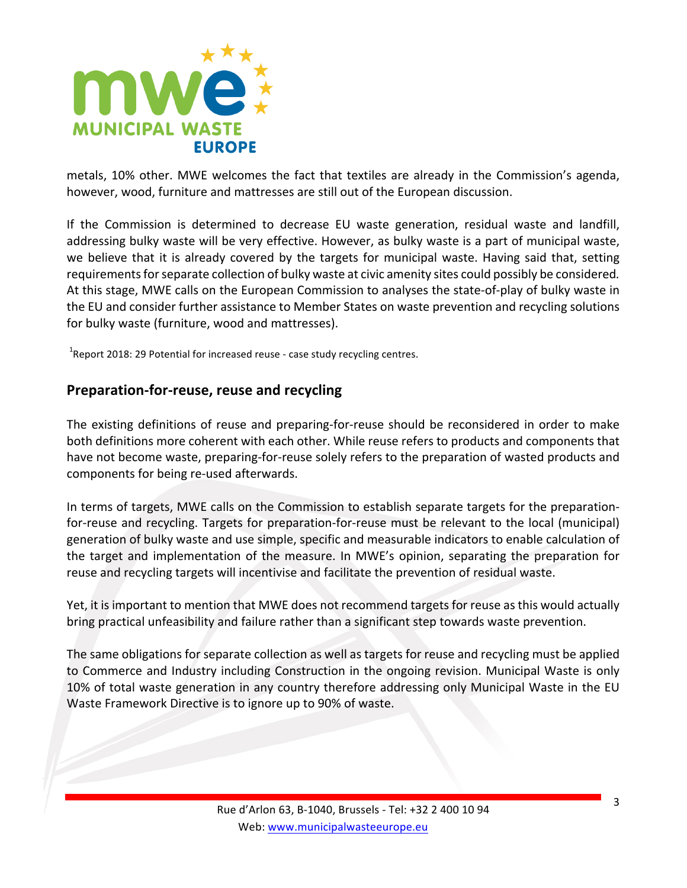metals, 10% other. MWE welcomes the fact that textiles are already in the Commission's agenda, however, wood, furniture and mattresses are still out of the European discussion.

If the Commission is determined to decrease EU waste generation, residual waste and landfill, addressing bulky waste will be very effective. However, as bulky waste is a part of municipal waste, we believe that it is already covered by the targets for municipal waste. Having said that, setting requirements for separate collection of bulky waste at civic amenity sites could possibly be considered. At this stage, MWE calls on the European Commission to analyses the state-of-play of bulky waste in the EU and consider further assistance to Member States on waste prevention and recycling solutions for bulky waste (furniture, wood and mattresses).

[1]Report 2018: 29 Potential for increased reuse - case study recycling centres.

## Preparation-for-reuse, reuse and recycling

The existing definitions of reuse and preparing-for-reuse should be reconsidered in order to make both definitions more coherent with each other. While reuse refers to products and components that have not become waste, preparing-for-reuse solely refers to the preparation of wasted products and components for being re-used afterwards.

In terms of targets, MWE calls on the Commission to establish separate targets for the preparation-for-reuse and recycling. Targets for preparation-for-reuse must be relevant to the local (municipal) generation of bulky waste and use simple, specific and measurable indicators to enable calculation of the target and implementation of the measure. In MWE's opinion, separating the preparation for reuse and recycling targets will incentivise and facilitate the prevention of residual waste.

Yet, it is important to mention that MWE does not recommend targets for reuse as this would actually bring practical unfeasibility and failure rather than a significant step towards waste prevention.

The same obligations for separate collection as well as targets for reuse and recycling must be applied to Commerce and Industry including Construction in the ongoing revision. Municipal Waste is only 10% of total waste generation in any country therefore addressing only Municipal Waste in the EU Waste Framework Directive is to ignore up to 90% of waste.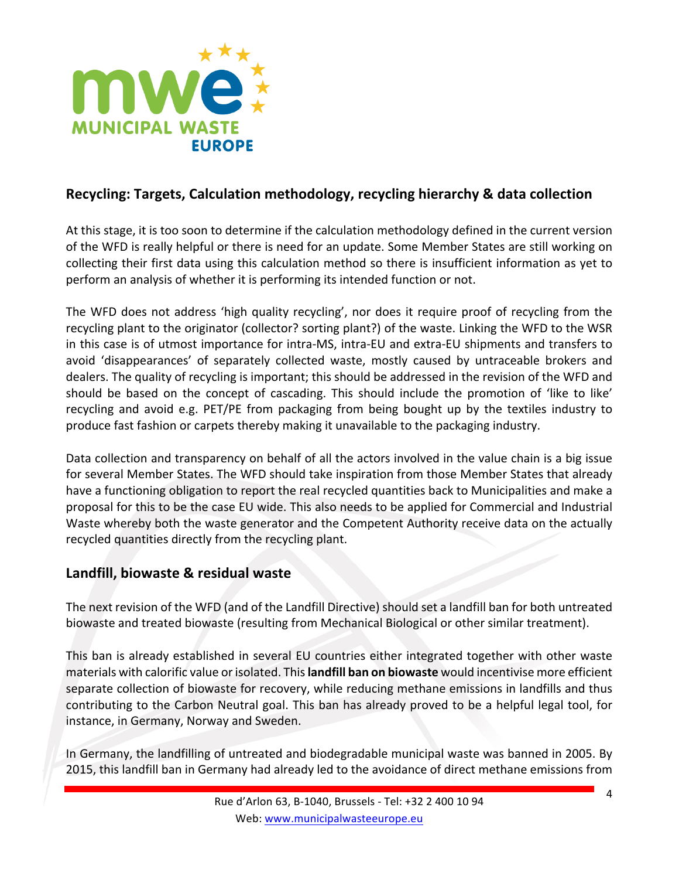## Recycling: Targets, Calculation methodology, recycling hierarchy & data collection

At this stage, it is too soon to determine if the calculation methodology defined in the current version of the WFD is really helpful or there is need for an update. Some Member States are still working on collecting their first data using this calculation method so there is insufficient information as yet to perform an analysis of whether it is performing its intended function or not.

The WFD does not address 'high quality recycling', nor does it require proof of recycling from the recycling plant to the originator (collector? sorting plant?) of the waste. Linking the WFD to the WSR in this case is of utmost importance for intra-MS, intra-EU and extra-EU shipments and transfers to avoid 'disappearances' of separately collected waste, mostly caused by untraceable brokers and dealers. The quality of recycling is important; this should be addressed in the revision of the WFD and should be based on the concept of cascading. This should include the promotion of 'like to like' recycling and avoid e.g. PET/PE from packaging from being bought up by the textiles industry to produce fast fashion or carpets thereby making it unavailable to the packaging industry.

Data collection and transparency on behalf of all the actors involved in the value chain is a big issue for several Member States. The WFD should take inspiration from those Member States that already have a functioning obligation to report the real recycled quantities back to Municipalities and make a proposal for this to be the case EU wide. This also needs to be applied for Commercial and Industrial Waste whereby both the waste generator and the Competent Authority receive data on the actually recycled quantities directly from the recycling plant.

## Landfill, biowaste & residual waste

The next revision of the WFD (and of the Landfill Directive) should set a landfill ban for both untreated biowaste and treated biowaste (resulting from Mechanical Biological or other similar treatment).

This ban is already established in several EU countries either integrated together with other waste materials with calorific value or isolated. This **landfill ban on biowaste** would incentivise more efficient separate collection of biowaste for recovery, while reducing methane emissions in landfills and thus contributing to the Carbon Neutral goal. This ban has already proved to be a helpful legal tool, for instance, in Germany, Norway and Sweden.

In Germany, the landfilling of untreated and biodegradable municipal waste was banned in 2005. By 2015, this landfill ban in Germany had already led to the avoidance of direct methane emissions from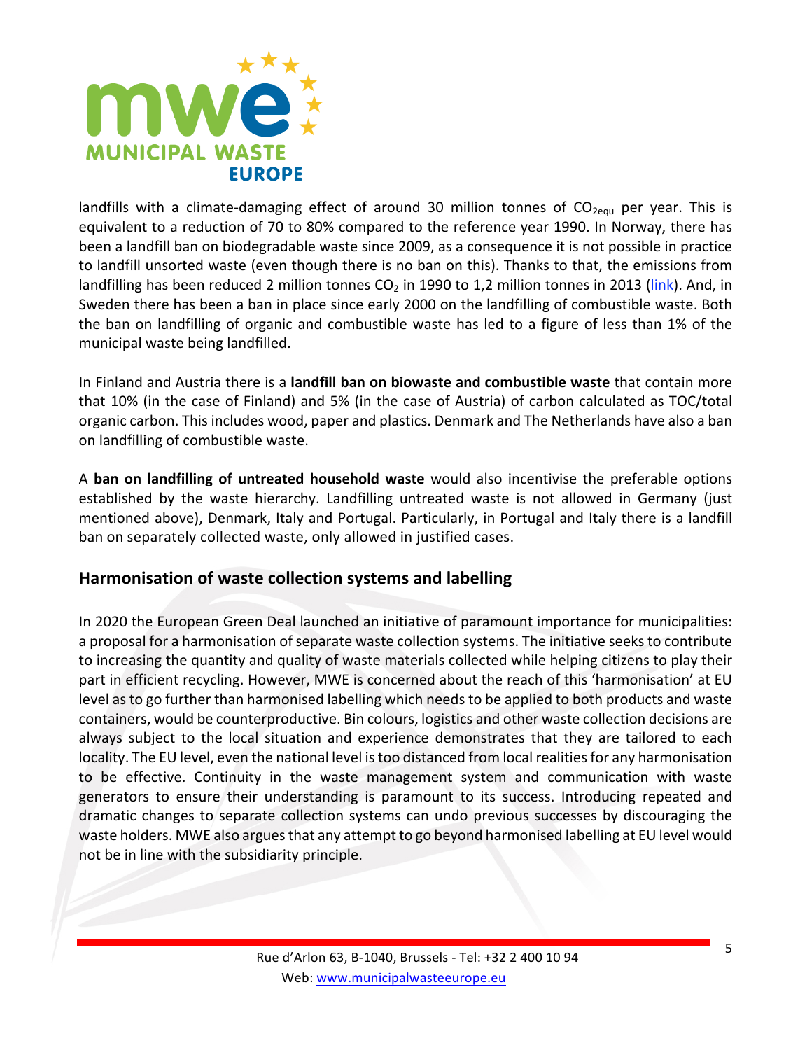landfills with a climate-damaging effect of around 30 million tonnes of $CO_{2equ}$ per year. This is equivalent to a reduction of 70 to 80% compared to the reference year 1990. In Norway, there has been a landfill ban on biodegradable waste since 2009, as a consequence it is not possible in practice to landfill unsorted waste (even though there is no ban on this). Thanks to that, the emissions from landfilling has been reduced 2 million tonnes $CO_2$ in 1990 to 1,2 million tonnes in 2013 (link). And, in Sweden there has been a ban in place since early 2000 on the landfilling of combustible waste. Both the ban on landfilling of organic and combustible waste has led to a figure of less than 1% of the municipal waste being landfilled.

In Finland and Austria there is a **landfill ban on biowaste and combustible waste** that contain more that 10% (in the case of Finland) and 5% (in the case of Austria) of carbon calculated as TOC/total organic carbon. This includes wood, paper and plastics. Denmark and The Netherlands have also a ban on landfilling of combustible waste.

A **ban on landfilling of untreated household waste** would also incentivise the preferable options established by the waste hierarchy. Landfilling untreated waste is not allowed in Germany (just mentioned above), Denmark, Italy and Portugal. Particularly, in Portugal and Italy there is a landfill ban on separately collected waste, only allowed in justified cases.

## Harmonisation of waste collection systems and labelling

In 2020 the European Green Deal launched an initiative of paramount importance for municipalities: a proposal for a harmonisation of separate waste collection systems. The initiative seeks to contribute to increasing the quantity and quality of waste materials collected while helping citizens to play their part in efficient recycling. However, MWE is concerned about the reach of this 'harmonisation' at EU level as to go further than harmonised labelling which needs to be applied to both products and waste containers, would be counterproductive. Bin colours, logistics and other waste collection decisions are always subject to the local situation and experience demonstrates that they are tailored to each locality. The EU level, even the national level is too distanced from local realities for any harmonisation to be effective. Continuity in the waste management system and communication with waste generators to ensure their understanding is paramount to its success. Introducing repeated and dramatic changes to separate collection systems can undo previous successes by discouraging the waste holders. MWE also argues that any attempt to go beyond harmonised labelling at EU level would not be in line with the subsidiarity principle.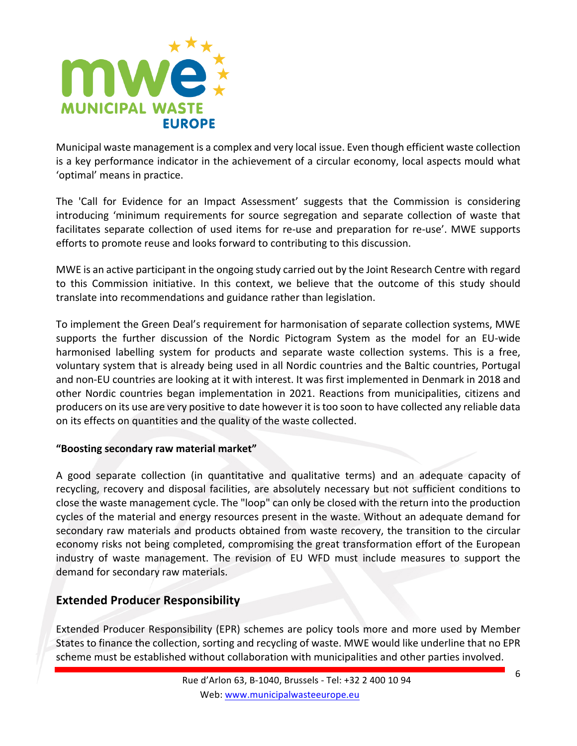Municipal waste management is a complex and very local issue. Even though efficient waste collection is a key performance indicator in the achievement of a circular economy, local aspects mould what 'optimal' means in practice.

The 'Call for Evidence for an Impact Assessment' suggests that the Commission is considering introducing 'minimum requirements for source segregation and separate collection of waste that facilitates separate collection of used items for re-use and preparation for re-use'. MWE supports efforts to promote reuse and looks forward to contributing to this discussion.

MWE is an active participant in the ongoing study carried out by the Joint Research Centre with regard to this Commission initiative. In this context, we believe that the outcome of this study should translate into recommendations and guidance rather than legislation.

To implement the Green Deal's requirement for harmonisation of separate collection systems, MWE supports the further discussion of the Nordic Pictogram System as the model for an EU-wide harmonised labelling system for products and separate waste collection systems. This is a free, voluntary system that is already being used in all Nordic countries and the Baltic countries, Portugal and non-EU countries are looking at it with interest. It was first implemented in Denmark in 2018 and other Nordic countries began implementation in 2021. Reactions from municipalities, citizens and producers on its use are very positive to date however it is too soon to have collected any reliable data on its effects on quantities and the quality of the waste collected.

**"Boosting secondary raw material market"**

A good separate collection (in quantitative and qualitative terms) and an adequate capacity of recycling, recovery and disposal facilities, are absolutely necessary but not sufficient conditions to close the waste management cycle. The "loop" can only be closed with the return into the production cycles of the material and energy resources present in the waste. Without an adequate demand for secondary raw materials and products obtained from waste recovery, the transition to the circular economy risks not being completed, compromising the great transformation effort of the European industry of waste management. The revision of EU WFD must include measures to support the demand for secondary raw materials.

## Extended Producer Responsibility

Extended Producer Responsibility (EPR) schemes are policy tools more and more used by Member States to finance the collection, sorting and recycling of waste. MWE would like underline that no EPR scheme must be established without collaboration with municipalities and other parties involved.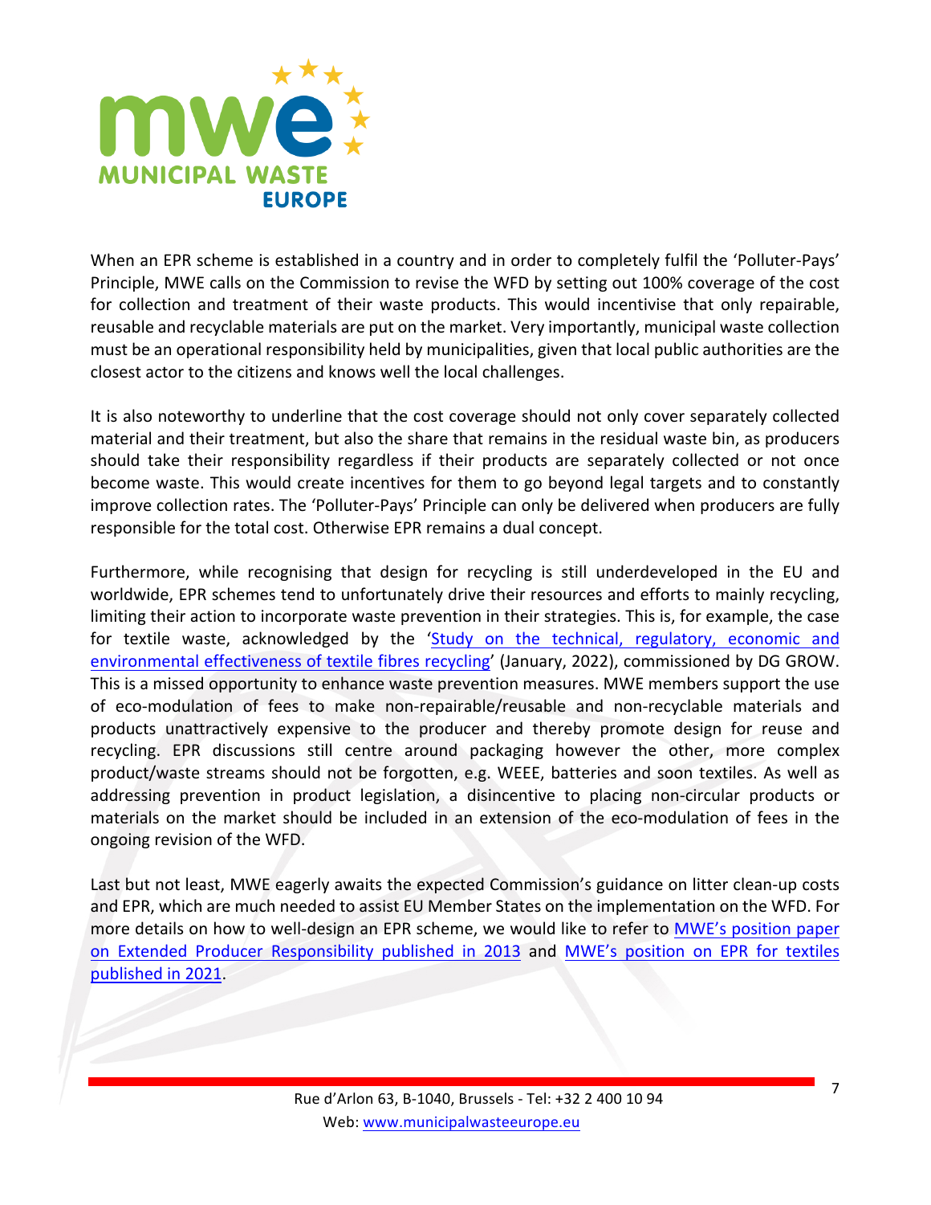When an EPR scheme is established in a country and in order to completely fulfil the 'Polluter-Pays' Principle, MWE calls on the Commission to revise the WFD by setting out 100% coverage of the cost for collection and treatment of their waste products. This would incentivise that only repairable, reusable and recyclable materials are put on the market. Very importantly, municipal waste collection must be an operational responsibility held by municipalities, given that local public authorities are the closest actor to the citizens and knows well the local challenges.

It is also noteworthy to underline that the cost coverage should not only cover separately collected material and their treatment, but also the share that remains in the residual waste bin, as producers should take their responsibility regardless if their products are separately collected or not once become waste. This would create incentives for them to go beyond legal targets and to constantly improve collection rates. The 'Polluter-Pays' Principle can only be delivered when producers are fully responsible for the total cost. Otherwise EPR remains a dual concept.

Furthermore, while recognising that design for recycling is still underdeveloped in the EU and worldwide, EPR schemes tend to unfortunately drive their resources and efforts to mainly recycling, limiting their action to incorporate waste prevention in their strategies. This is, for example, the case for textile waste, acknowledged by the '[Study on the technical, regulatory, economic and environmental effectiveness of textile fibres recycling]()' (January, 2022), commissioned by DG GROW. This is a missed opportunity to enhance waste prevention measures. MWE members support the use of eco-modulation of fees to make non-repairable/reusable and non-recyclable materials and products unattractively expensive to the producer and thereby promote design for reuse and recycling. EPR discussions still centre around packaging however the other, more complex product/waste streams should not be forgotten, e.g. WEEE, batteries and soon textiles. As well as addressing prevention in product legislation, a disincentive to placing non-circular products or materials on the market should be included in an extension of the eco-modulation of fees in the ongoing revision of the WFD.

Last but not least, MWE eagerly awaits the expected Commission's guidance on litter clean-up costs and EPR, which are much needed to assist EU Member States on the implementation on the WFD. For more details on how to well-design an EPR scheme, we would like to refer to [MWE's position paper on Extended Producer Responsibility published in 2013]() and [MWE's position on EPR for textiles published in 2021]().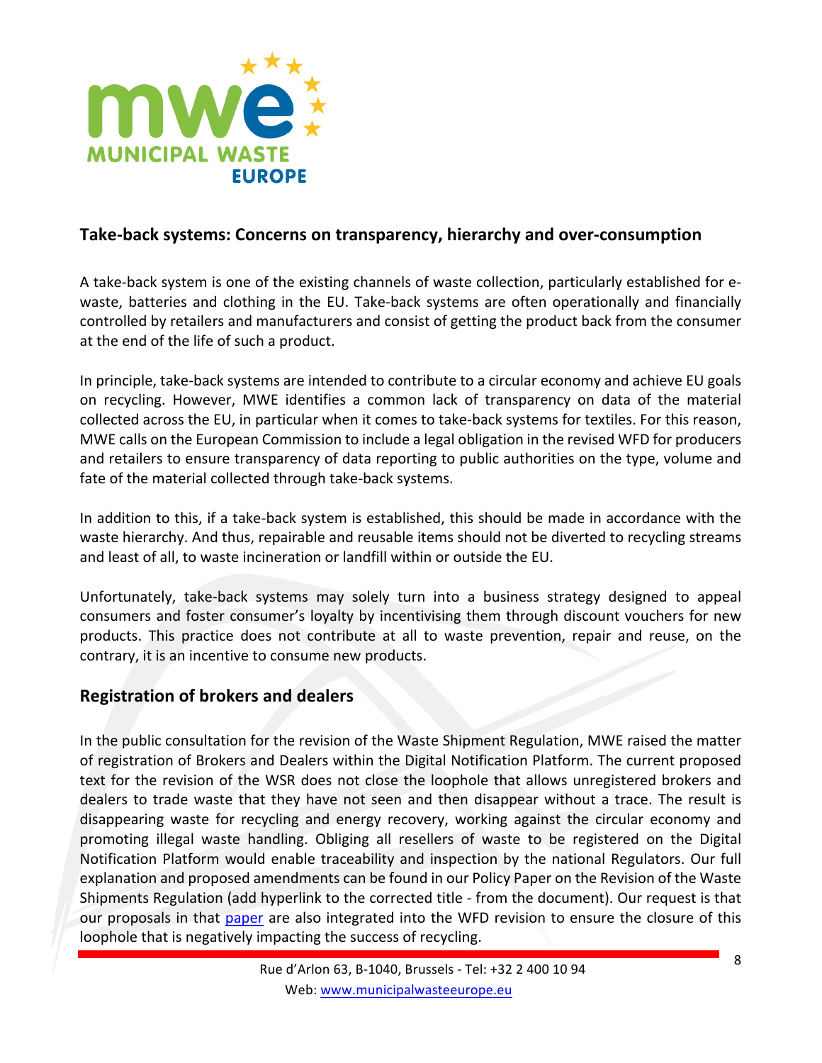## Take-back systems: Concerns on transparency, hierarchy and over-consumption

A take-back system is one of the existing channels of waste collection, particularly established for e-waste, batteries and clothing in the EU. Take-back systems are often operationally and financially controlled by retailers and manufacturers and consist of getting the product back from the consumer at the end of the life of such a product.

In principle, take-back systems are intended to contribute to a circular economy and achieve EU goals on recycling. However, MWE identifies a common lack of transparency on data of the material collected across the EU, in particular when it comes to take-back systems for textiles. For this reason, MWE calls on the European Commission to include a legal obligation in the revised WFD for producers and retailers to ensure transparency of data reporting to public authorities on the type, volume and fate of the material collected through take-back systems.

In addition to this, if a take-back system is established, this should be made in accordance with the waste hierarchy. And thus, repairable and reusable items should not be diverted to recycling streams and least of all, to waste incineration or landfill within or outside the EU.

Unfortunately, take-back systems may solely turn into a business strategy designed to appeal consumers and foster consumer's loyalty by incentivising them through discount vouchers for new products. This practice does not contribute at all to waste prevention, repair and reuse, on the contrary, it is an incentive to consume new products.

## Registration of brokers and dealers

In the public consultation for the revision of the Waste Shipment Regulation, MWE raised the matter of registration of Brokers and Dealers within the Digital Notification Platform. The current proposed text for the revision of the WSR does not close the loophole that allows unregistered brokers and dealers to trade waste that they have not seen and then disappear without a trace. The result is disappearing waste for recycling and energy recovery, working against the circular economy and promoting illegal waste handling. Obliging all resellers of waste to be registered on the Digital Notification Platform would enable traceability and inspection by the national Regulators. Our full explanation and proposed amendments can be found in our Policy Paper on the Revision of the Waste Shipments Regulation (add hyperlink to the corrected title - from the document). Our request is that our proposals in that paper are also integrated into the WFD revision to ensure the closure of this loophole that is negatively impacting the success of recycling.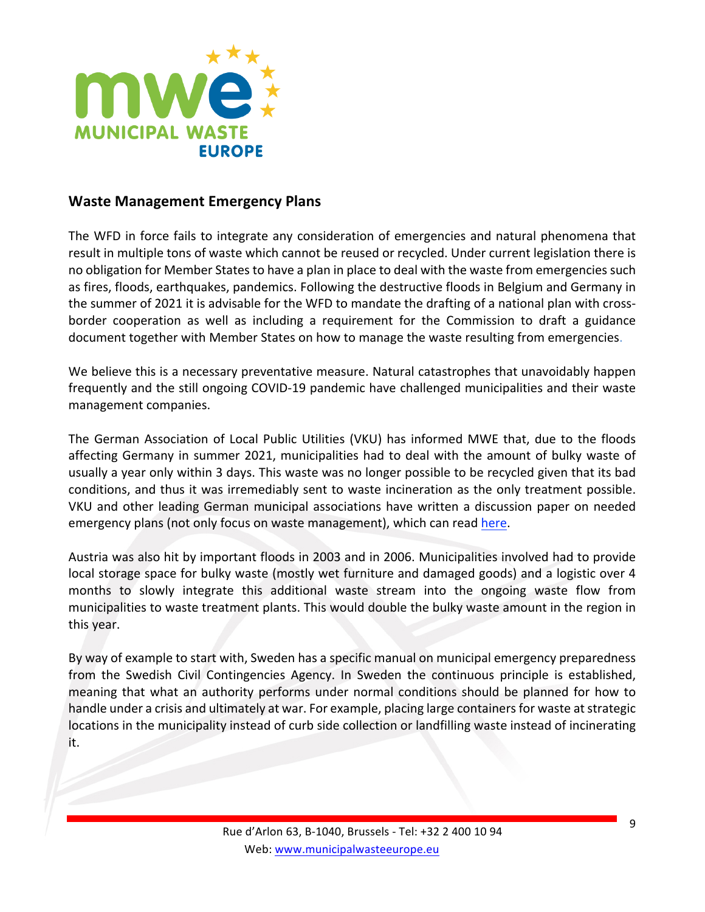## Waste Management Emergency Plans

The WFD in force fails to integrate any consideration of emergencies and natural phenomena that result in multiple tons of waste which cannot be reused or recycled. Under current legislation there is no obligation for Member States to have a plan in place to deal with the waste from emergencies such as fires, floods, earthquakes, pandemics. Following the destructive floods in Belgium and Germany in the summer of 2021 it is advisable for the WFD to mandate the drafting of a national plan with cross-border cooperation as well as including a requirement for the Commission to draft a guidance document together with Member States on how to manage the waste resulting from emergencies.

We believe this is a necessary preventative measure. Natural catastrophes that unavoidably happen frequently and the still ongoing COVID-19 pandemic have challenged municipalities and their waste management companies.

The German Association of Local Public Utilities (VKU) has informed MWE that, due to the floods affecting Germany in summer 2021, municipalities had to deal with the amount of bulky waste of usually a year only within 3 days. This waste was no longer possible to be recycled given that its bad conditions, and thus it was irremediably sent to waste incineration as the only treatment possible. VKU and other leading German municipal associations have written a discussion paper on needed emergency plans (not only focus on waste management), which can read here.

Austria was also hit by important floods in 2003 and in 2006. Municipalities involved had to provide local storage space for bulky waste (mostly wet furniture and damaged goods) and a logistic over 4 months to slowly integrate this additional waste stream into the ongoing waste flow from municipalities to waste treatment plants. This would double the bulky waste amount in the region in this year.

By way of example to start with, Sweden has a specific manual on municipal emergency preparedness from the Swedish Civil Contingencies Agency. In Sweden the continuous principle is established, meaning that what an authority performs under normal conditions should be planned for how to handle under a crisis and ultimately at war. For example, placing large containers for waste at strategic locations in the municipality instead of curb side collection or landfilling waste instead of incinerating it.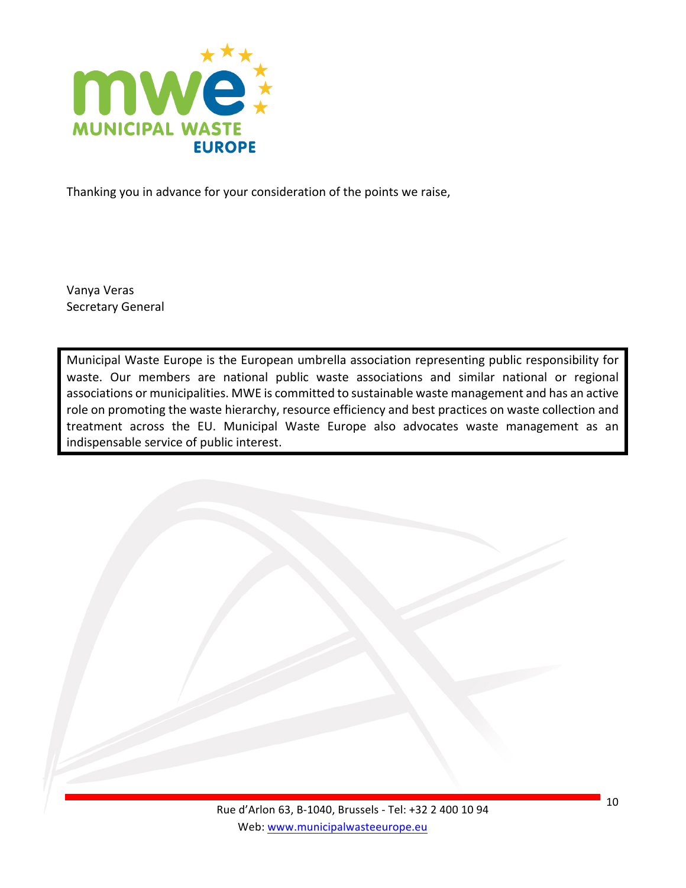Thanking you in advance for your consideration of the points we raise,

Vanya Veras
Secretary General

Municipal Waste Europe is the European umbrella association representing public responsibility for waste. Our members are national public waste associations and similar national or regional associations or municipalities. MWE is committed to sustainable waste management and has an active role on promoting the waste hierarchy, resource efficiency and best practices on waste collection and treatment across the EU. Municipal Waste Europe also advocates waste management as an indispensable service of public interest.